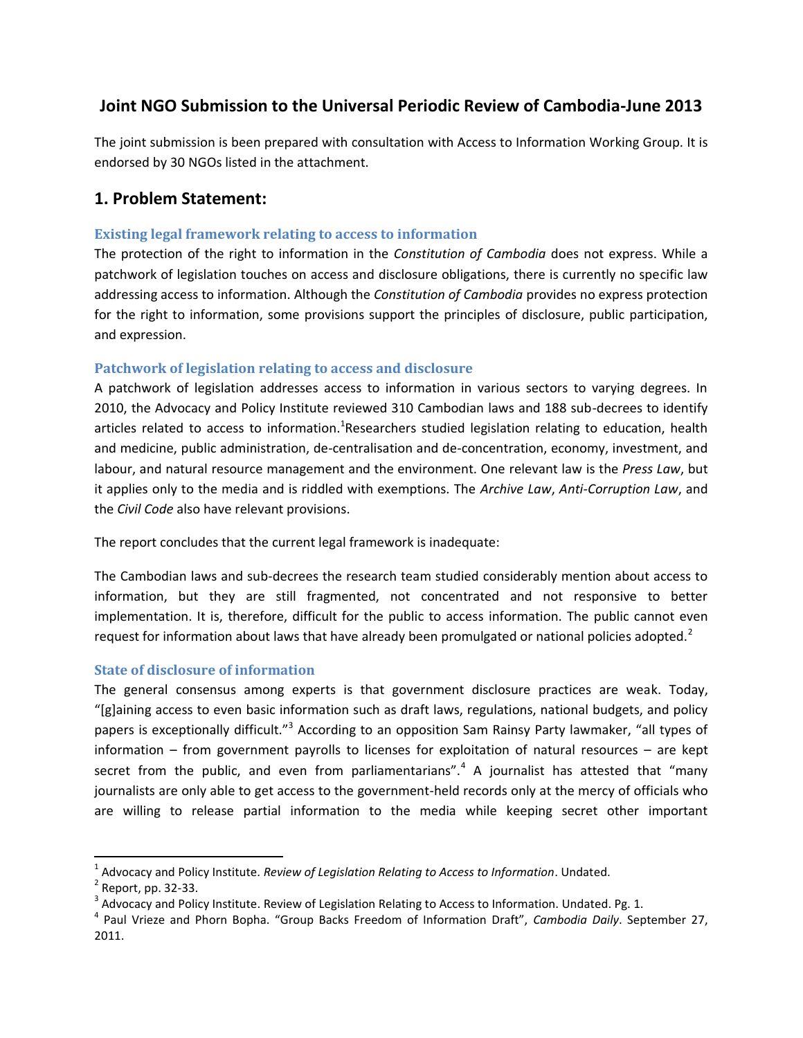# Joint NGO Submission to the Universal Periodic Review of Cambodia-June 2013

The joint submission is been prepared with consultation with Access to Information Working Group. It is endorsed by 30 NGOs listed in the attachment.

## 1. Problem Statement:

### Existing legal framework relating to access to information

The protection of the right to information in the *Constitution of Cambodia* does not express. While a patchwork of legislation touches on access and disclosure obligations, there is currently no specific law addressing access to information. Although the *Constitution of Cambodia* provides no express protection for the right to information, some provisions support the principles of disclosure, public participation, and expression.

### Patchwork of legislation relating to access and disclosure

A patchwork of legislation addresses access to information in various sectors to varying degrees. In 2010, the Advocacy and Policy Institute reviewed 310 Cambodian laws and 188 sub-decrees to identify articles related to access to information.[1]Researchers studied legislation relating to education, health and medicine, public administration, de-centralisation and de-concentration, economy, investment, and labour, and natural resource management and the environment. One relevant law is the *Press Law*, but it applies only to the media and is riddled with exemptions. The *Archive Law*, *Anti-Corruption Law*, and the *Civil Code* also have relevant provisions.

The report concludes that the current legal framework is inadequate:

The Cambodian laws and sub-decrees the research team studied considerably mention about access to information, but they are still fragmented, not concentrated and not responsive to better implementation. It is, therefore, difficult for the public to access information. The public cannot even request for information about laws that have already been promulgated or national policies adopted.[2]

### State of disclosure of information

The general consensus among experts is that government disclosure practices are weak. Today, "[g]aining access to even basic information such as draft laws, regulations, national budgets, and policy papers is exceptionally difficult."[3] According to an opposition Sam Rainsy Party lawmaker, "all types of information – from government payrolls to licenses for exploitation of natural resources – are kept secret from the public, and even from parliamentarians".[4] A journalist has attested that "many journalists are only able to get access to the government-held records only at the mercy of officials who are willing to release partial information to the media while keeping secret other important

---

[1] Advocacy and Policy Institute. *Review of Legislation Relating to Access to Information*. Undated.

[2] Report, pp. 32-33.

[3] Advocacy and Policy Institute. Review of Legislation Relating to Access to Information. Undated. Pg. 1.

[4] Paul Vrieze and Phorn Bopha. "Group Backs Freedom of Information Draft", *Cambodia Daily*. September 27, 2011.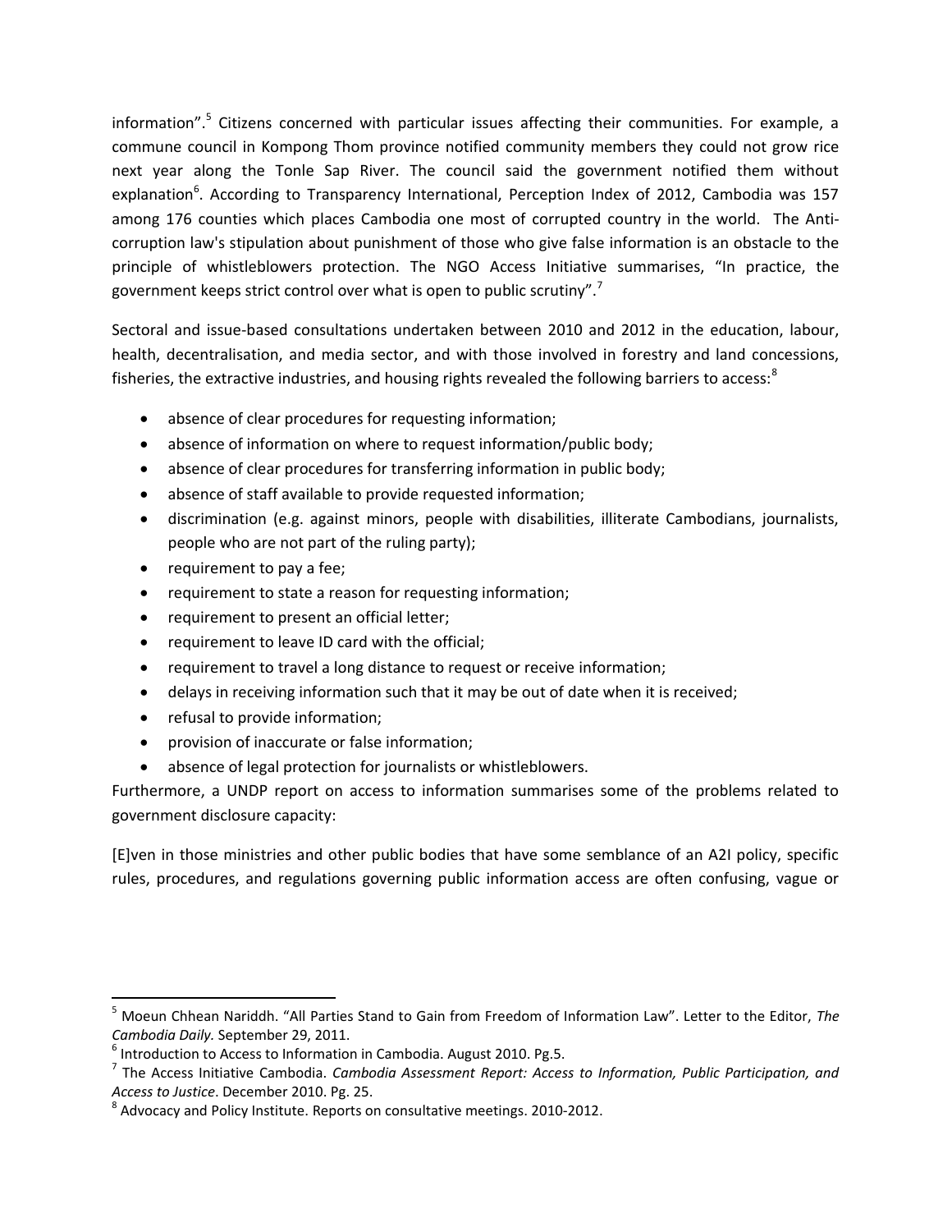information".[5] Citizens concerned with particular issues affecting their communities. For example, a commune council in Kompong Thom province notified community members they could not grow rice next year along the Tonle Sap River. The council said the government notified them without explanation[6]. According to Transparency International, Perception Index of 2012, Cambodia was 157 among 176 counties which places Cambodia one most of corrupted country in the world. The Anti-corruption law's stipulation about punishment of those who give false information is an obstacle to the principle of whistleblowers protection. The NGO Access Initiative summarises, "In practice, the government keeps strict control over what is open to public scrutiny".[7]

Sectoral and issue-based consultations undertaken between 2010 and 2012 in the education, labour, health, decentralisation, and media sector, and with those involved in forestry and land concessions, fisheries, the extractive industries, and housing rights revealed the following barriers to access:[8]

- absence of clear procedures for requesting information;
- absence of information on where to request information/public body;
- absence of clear procedures for transferring information in public body;
- absence of staff available to provide requested information;
- discrimination (e.g. against minors, people with disabilities, illiterate Cambodians, journalists, people who are not part of the ruling party);
- requirement to pay a fee;
- requirement to state a reason for requesting information;
- requirement to present an official letter;
- requirement to leave ID card with the official;
- requirement to travel a long distance to request or receive information;
- delays in receiving information such that it may be out of date when it is received;
- refusal to provide information;
- provision of inaccurate or false information;
- absence of legal protection for journalists or whistleblowers.

Furthermore, a UNDP report on access to information summarises some of the problems related to government disclosure capacity:

[E]ven in those ministries and other public bodies that have some semblance of an A2I policy, specific rules, procedures, and regulations governing public information access are often confusing, vague or

---

[5] Moeun Chhean Nariddh. "All Parties Stand to Gain from Freedom of Information Law". Letter to the Editor, *The Cambodia Daily.* September 29, 2011.

[6] Introduction to Access to Information in Cambodia. August 2010. Pg.5.

[7] The Access Initiative Cambodia. *Cambodia Assessment Report: Access to Information, Public Participation, and Access to Justice*. December 2010. Pg. 25.

[8] Advocacy and Policy Institute. Reports on consultative meetings. 2010-2012.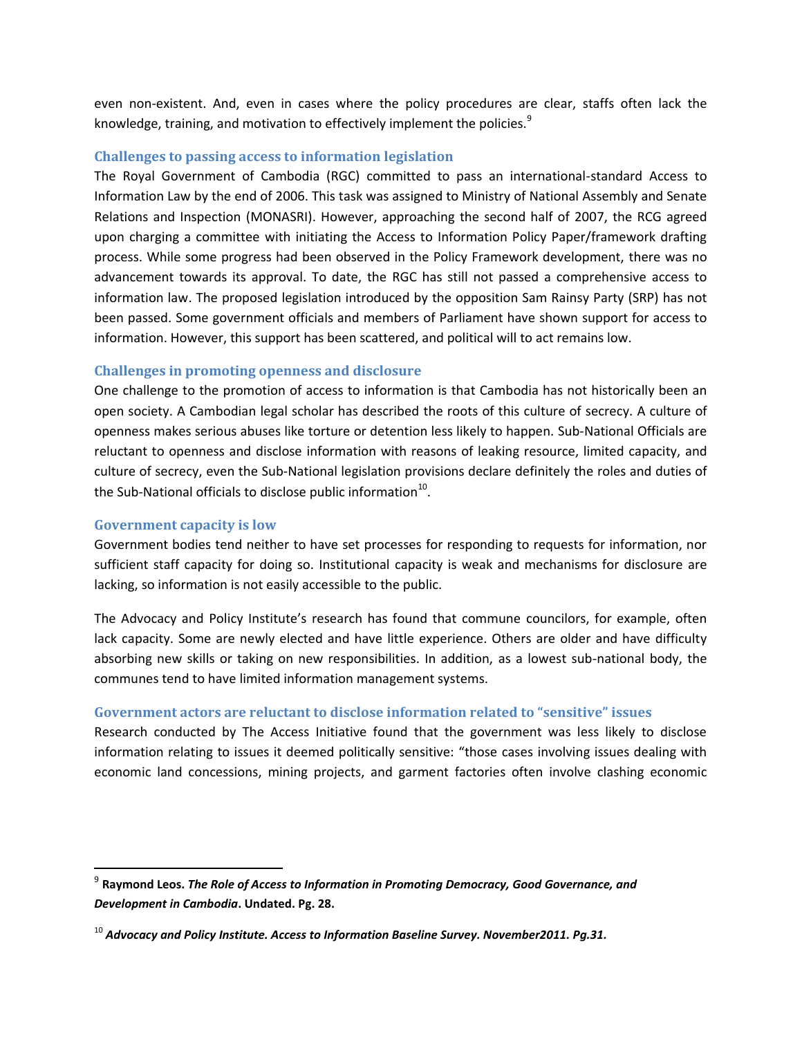even non-existent. And, even in cases where the policy procedures are clear, staffs often lack the knowledge, training, and motivation to effectively implement the policies.[9]

### Challenges to passing access to information legislation

The Royal Government of Cambodia (RGC) committed to pass an international-standard Access to Information Law by the end of 2006. This task was assigned to Ministry of National Assembly and Senate Relations and Inspection (MONASRI). However, approaching the second half of 2007, the RCG agreed upon charging a committee with initiating the Access to Information Policy Paper/framework drafting process. While some progress had been observed in the Policy Framework development, there was no advancement towards its approval. To date, the RGC has still not passed a comprehensive access to information law. The proposed legislation introduced by the opposition Sam Rainsy Party (SRP) has not been passed. Some government officials and members of Parliament have shown support for access to information. However, this support has been scattered, and political will to act remains low.

### Challenges in promoting openness and disclosure

One challenge to the promotion of access to information is that Cambodia has not historically been an open society. A Cambodian legal scholar has described the roots of this culture of secrecy. A culture of openness makes serious abuses like torture or detention less likely to happen. Sub-National Officials are reluctant to openness and disclose information with reasons of leaking resource, limited capacity, and culture of secrecy, even the Sub-National legislation provisions declare definitely the roles and duties of the Sub-National officials to disclose public information[10].

### Government capacity is low

Government bodies tend neither to have set processes for responding to requests for information, nor sufficient staff capacity for doing so. Institutional capacity is weak and mechanisms for disclosure are lacking, so information is not easily accessible to the public.

The Advocacy and Policy Institute's research has found that commune councilors, for example, often lack capacity. Some are newly elected and have little experience. Others are older and have difficulty absorbing new skills or taking on new responsibilities. In addition, as a lowest sub-national body, the communes tend to have limited information management systems.

### Government actors are reluctant to disclose information related to "sensitive" issues

Research conducted by The Access Initiative found that the government was less likely to disclose information relating to issues it deemed politically sensitive: "those cases involving issues dealing with economic land concessions, mining projects, and garment factories often involve clashing economic

---

[9] **Raymond Leos. *The Role of Access to Information in Promoting Democracy, Good Governance, and Development in Cambodia*. Undated. Pg. 28.**

[10] ***Advocacy and Policy Institute. Access to Information Baseline Survey. November2011. Pg.31.***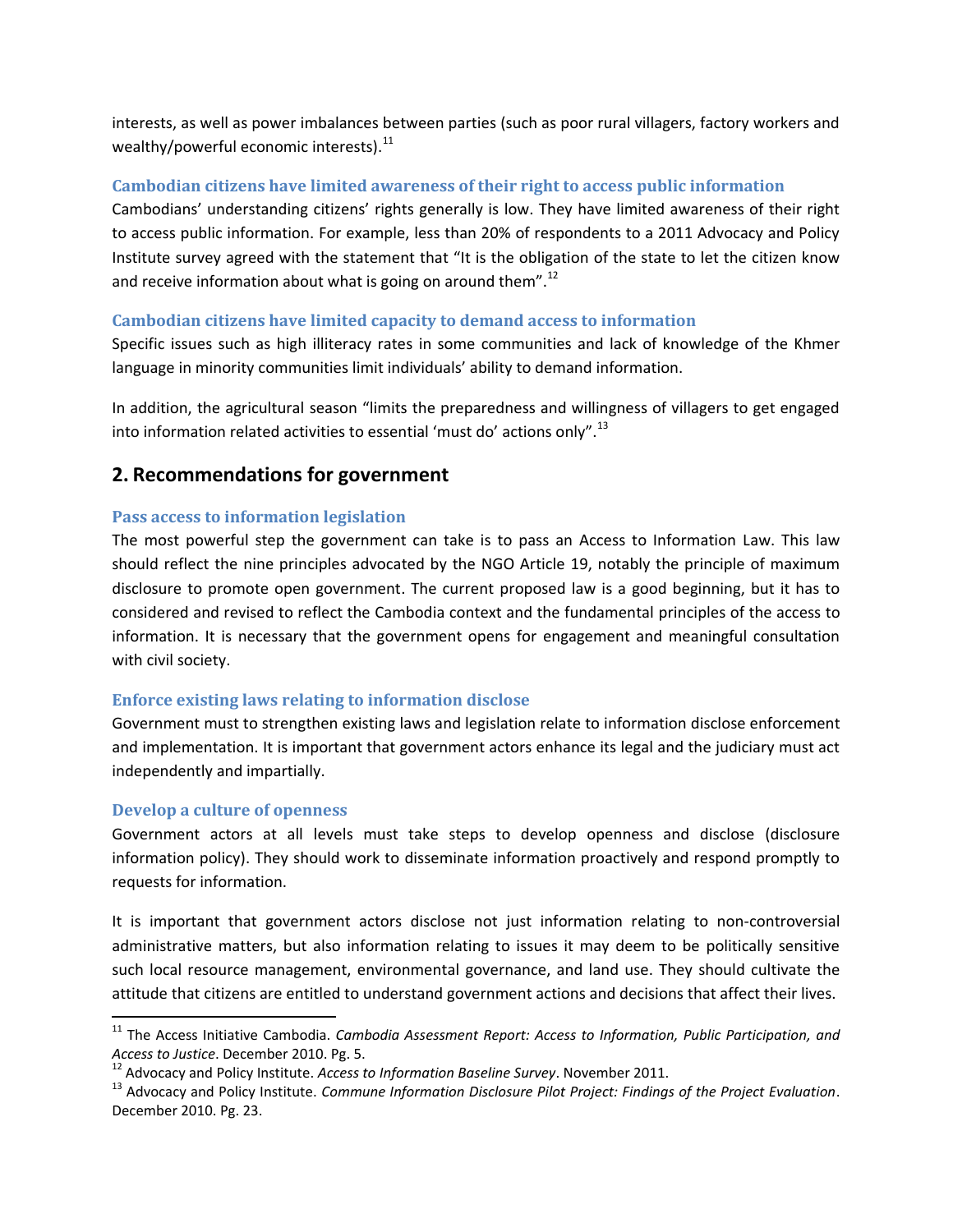interests, as well as power imbalances between parties (such as poor rural villagers, factory workers and wealthy/powerful economic interests).[11]

### Cambodian citizens have limited awareness of their right to access public information

Cambodians' understanding citizens' rights generally is low. They have limited awareness of their right to access public information. For example, less than 20% of respondents to a 2011 Advocacy and Policy Institute survey agreed with the statement that "It is the obligation of the state to let the citizen know and receive information about what is going on around them".[12]

### Cambodian citizens have limited capacity to demand access to information

Specific issues such as high illiteracy rates in some communities and lack of knowledge of the Khmer language in minority communities limit individuals' ability to demand information.

In addition, the agricultural season "limits the preparedness and willingness of villagers to get engaged into information related activities to essential 'must do' actions only".[13]

## 2. Recommendations for government

### Pass access to information legislation

The most powerful step the government can take is to pass an Access to Information Law. This law should reflect the nine principles advocated by the NGO Article 19, notably the principle of maximum disclosure to promote open government. The current proposed law is a good beginning, but it has to considered and revised to reflect the Cambodia context and the fundamental principles of the access to information. It is necessary that the government opens for engagement and meaningful consultation with civil society.

### Enforce existing laws relating to information disclose

Government must to strengthen existing laws and legislation relate to information disclose enforcement and implementation. It is important that government actors enhance its legal and the judiciary must act independently and impartially.

### Develop a culture of openness

Government actors at all levels must take steps to develop openness and disclose (disclosure information policy). They should work to disseminate information proactively and respond promptly to requests for information.

It is important that government actors disclose not just information relating to non-controversial administrative matters, but also information relating to issues it may deem to be politically sensitive such local resource management, environmental governance, and land use. They should cultivate the attitude that citizens are entitled to understand government actions and decisions that affect their lives.

---

[11] The Access Initiative Cambodia. *Cambodia Assessment Report: Access to Information, Public Participation, and Access to Justice*. December 2010. Pg. 5.

[12] Advocacy and Policy Institute. *Access to Information Baseline Survey*. November 2011.

[13] Advocacy and Policy Institute. *Commune Information Disclosure Pilot Project: Findings of the Project Evaluation*. December 2010. Pg. 23.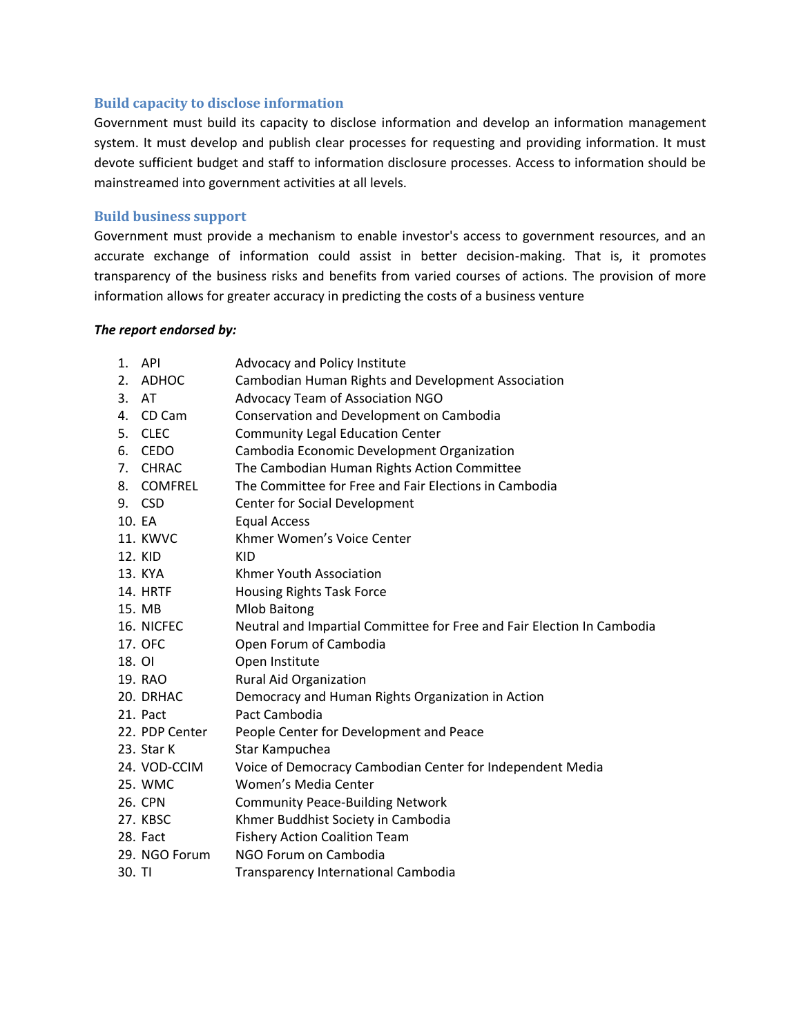### Build capacity to disclose information

Government must build its capacity to disclose information and develop an information management system. It must develop and publish clear processes for requesting and providing information. It must devote sufficient budget and staff to information disclosure processes. Access to information should be mainstreamed into government activities at all levels.

### Build business support

Government must provide a mechanism to enable investor's access to government resources, and an accurate exchange of information could assist in better decision-making. That is, it promotes transparency of the business risks and benefits from varied courses of actions. The provision of more information allows for greater accuracy in predicting the costs of a business venture

***The report endorsed by:***

| | | |
|---|---|---|
| 1. | API | Advocacy and Policy Institute |
| 2. | ADHOC | Cambodian Human Rights and Development Association |
| 3. | AT | Advocacy Team of Association NGO |
| 4. | CD Cam | Conservation and Development on Cambodia |
| 5. | CLEC | Community Legal Education Center |
| 6. | CEDO | Cambodia Economic Development Organization |
| 7. | CHRAC | The Cambodian Human Rights Action Committee |
| 8. | COMFREL | The Committee for Free and Fair Elections in Cambodia |
| 9. | CSD | Center for Social Development |
| 10. | EA | Equal Access |
| 11. | KWVC | Khmer Women's Voice Center |
| 12. | KID | KID |
| 13. | KYA | Khmer Youth Association |
| 14. | HRTF | Housing Rights Task Force |
| 15. | MB | Mlob Baitong |
| 16. | NICFEC | Neutral and Impartial Committee for Free and Fair Election In Cambodia |
| 17. | OFC | Open Forum of Cambodia |
| 18. | OI | Open Institute |
| 19. | RAO | Rural Aid Organization |
| 20. | DRHAC | Democracy and Human Rights Organization in Action |
| 21. | Pact | Pact Cambodia |
| 22. | PDP Center | People Center for Development and Peace |
| 23. | Star K | Star Kampuchea |
| 24. | VOD-CCIM | Voice of Democracy Cambodian Center for Independent Media |
| 25. | WMC | Women's Media Center |
| 26. | CPN | Community Peace-Building Network |
| 27. | KBSC | Khmer Buddhist Society in Cambodia |
| 28. | Fact | Fishery Action Coalition Team |
| 29. | NGO Forum | NGO Forum on Cambodia |
| 30. | TI | Transparency International Cambodia |